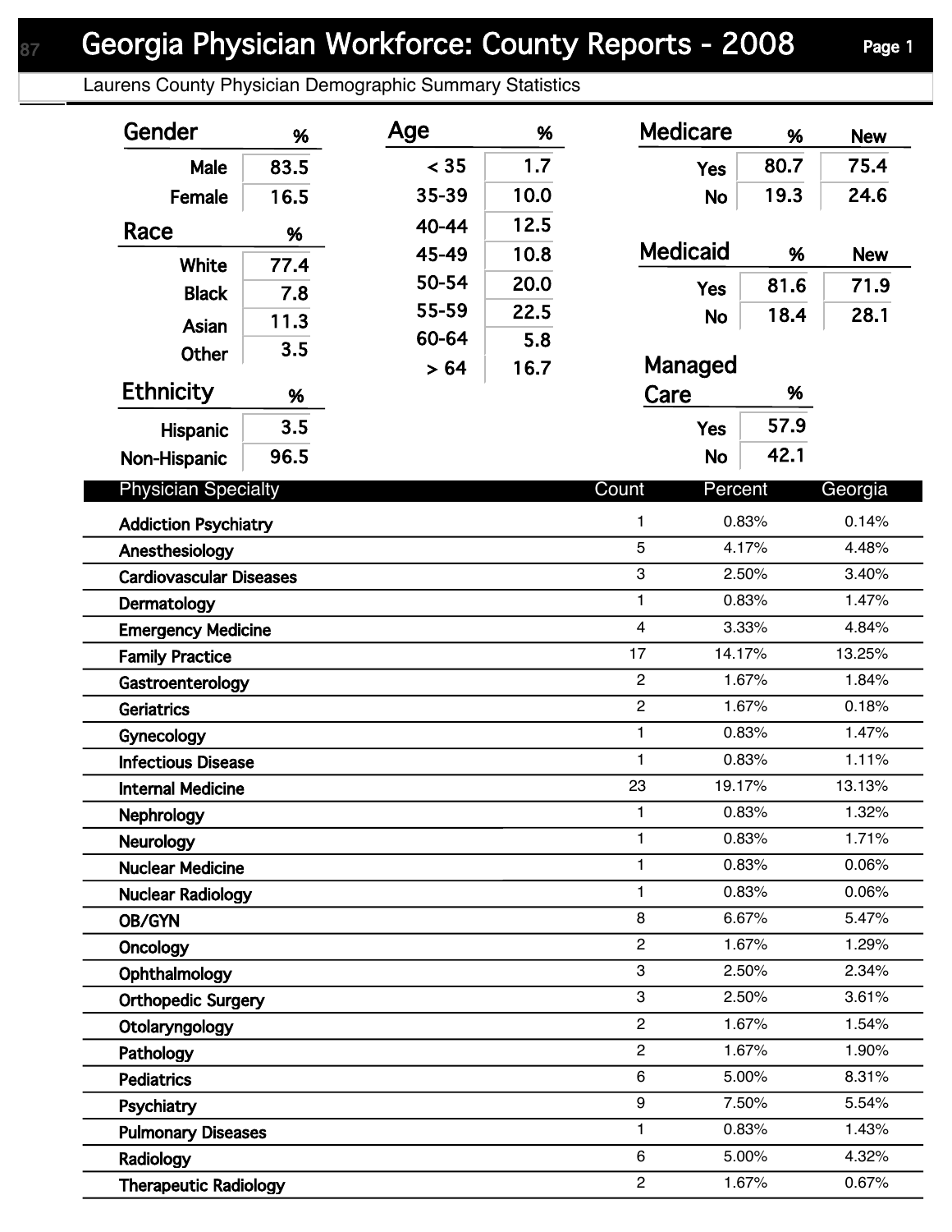# Georgia Physician Workforce: County Reports - 2008

## Laurens County Physician Demographic Summary Statistics

### Gender

| Gender | % |
|---|---|
| Male | 83.5 |
| Female | 16.5 |

### Race

| Race | % |
|---|---|
| White | 77.4 |
| Black | 7.8 |
| Asian | 11.3 |
| Other | 3.5 |

### Ethnicity

| Ethnicity | % |
|---|---|
| Hispanic | 3.5 |
| Non-Hispanic | 96.5 |

### Age

| Age | % |
|---|---|
| < 35 | 1.7 |
| 35-39 | 10.0 |
| 40-44 | 12.5 |
| 45-49 | 10.8 |
| 50-54 | 20.0 |
| 55-59 | 22.5 |
| 60-64 | 5.8 |
| > 64 | 16.7 |

### Medicare

| Medicare | % | New |
|---|---|---|
| Yes | 80.7 | 75.4 |
| No | 19.3 | 24.6 |

### Medicaid

| Medicaid | % | New |
|---|---|---|
| Yes | 81.6 | 71.9 |
| No | 18.4 | 28.1 |

### Managed Care

| Managed Care | % |
|---|---|
| Yes | 57.9 |
| No | 42.1 |

| Physician Specialty | Count | Percent | Georgia |
|---|---|---|---|
| Addiction Psychiatry | 1 | 0.83% | 0.14% |
| Anesthesiology | 5 | 4.17% | 4.48% |
| Cardiovascular Diseases | 3 | 2.50% | 3.40% |
| Dermatology | 1 | 0.83% | 1.47% |
| Emergency Medicine | 4 | 3.33% | 4.84% |
| Family Practice | 17 | 14.17% | 13.25% |
| Gastroenterology | 2 | 1.67% | 1.84% |
| Geriatrics | 2 | 1.67% | 0.18% |
| Gynecology | 1 | 0.83% | 1.47% |
| Infectious Disease | 1 | 0.83% | 1.11% |
| Internal Medicine | 23 | 19.17% | 13.13% |
| Nephrology | 1 | 0.83% | 1.32% |
| Neurology | 1 | 0.83% | 1.71% |
| Nuclear Medicine | 1 | 0.83% | 0.06% |
| Nuclear Radiology | 1 | 0.83% | 0.06% |
| OB/GYN | 8 | 6.67% | 5.47% |
| Oncology | 2 | 1.67% | 1.29% |
| Ophthalmology | 3 | 2.50% | 2.34% |
| Orthopedic Surgery | 3 | 2.50% | 3.61% |
| Otolaryngology | 2 | 1.67% | 1.54% |
| Pathology | 2 | 1.67% | 1.90% |
| Pediatrics | 6 | 5.00% | 8.31% |
| Psychiatry | 9 | 7.50% | 5.54% |
| Pulmonary Diseases | 1 | 0.83% | 1.43% |
| Radiology | 6 | 5.00% | 4.32% |
| Therapeutic Radiology | 2 | 1.67% | 0.67% |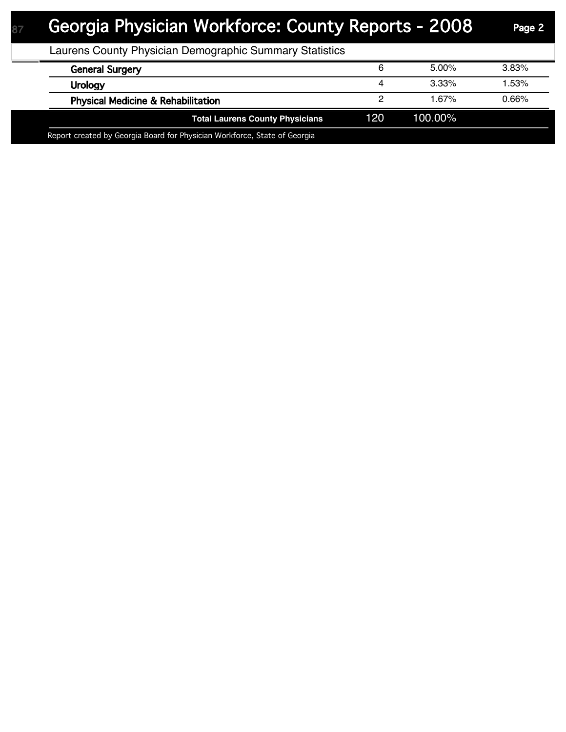## Laurens County Physician Demographic Summary Statistics

| | | | |
|---|---|---|---|
| **General Surgery** | 6 | 5.00% | 3.83% |
| **Urology** | 4 | 3.33% | 1.53% |
| **Physical Medicine & Rehabilitation** | 2 | 1.67% | 0.66% |
| **Total Laurens County Physicians** | 120 | 100.00% | |

Report created by Georgia Board for Physician Workforce, State of Georgia